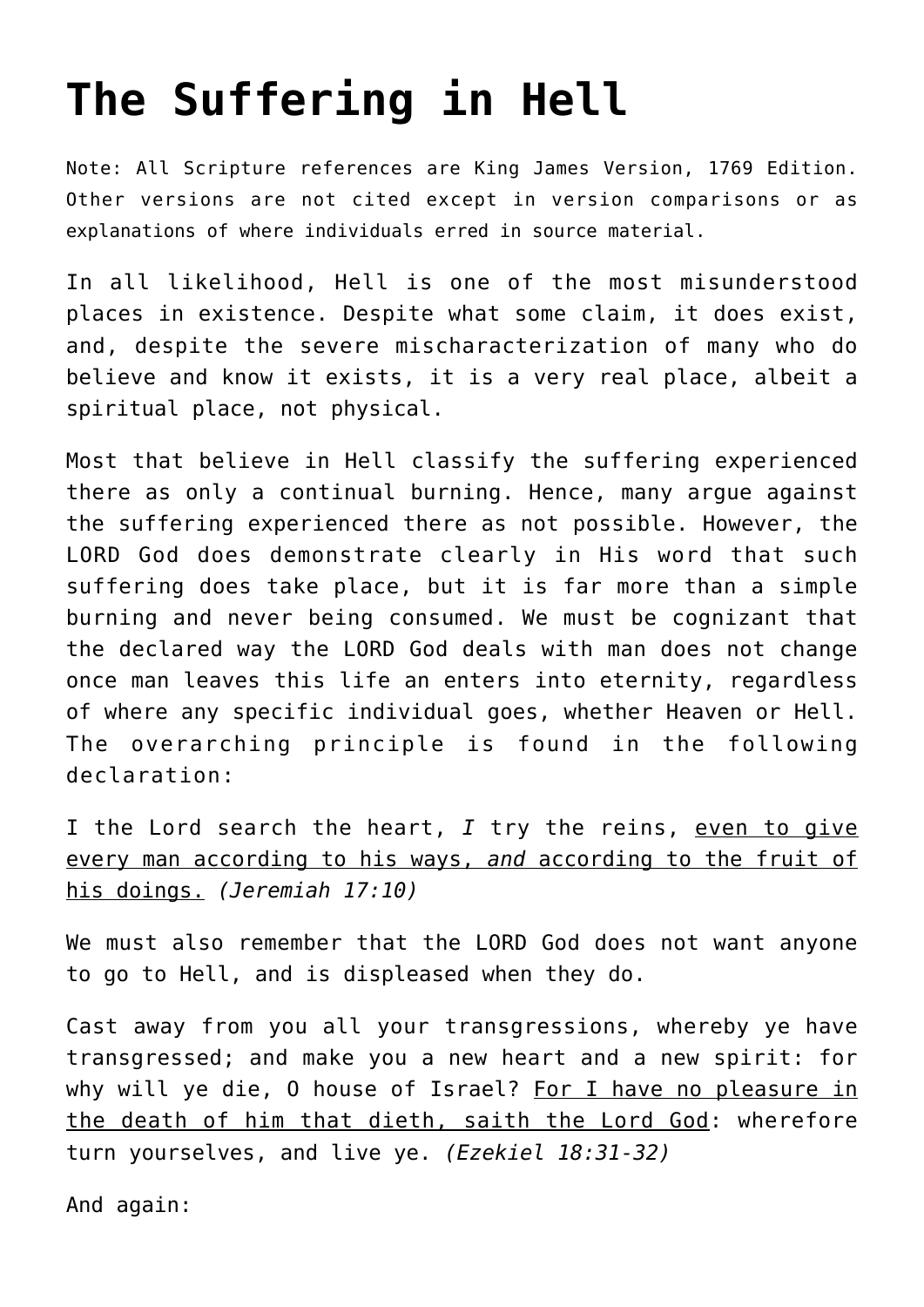# The Suffering in Hell

Note: All Scripture references are King James Version, 1769 Edition. Other versions are not cited except in version comparisons or as explanations of where individuals erred in source material.

In all likelihood, Hell is one of the most misunderstood places in existence. Despite what some claim, it does exist, and, despite the severe mischaracterization of many who do believe and know it exists, it is a very real place, albeit a spiritual place, not physical.

Most that believe in Hell classify the suffering experienced there as only a continual burning. Hence, many argue against the suffering experienced there as not possible. However, the LORD God does demonstrate clearly in His word that such suffering does take place, but it is far more than a simple burning and never being consumed. We must be cognizant that the declared way the LORD God deals with man does not change once man leaves this life an enters into eternity, regardless of where any specific individual goes, whether Heaven or Hell. The overarching principle is found in the following declaration:

I the Lord search the heart, *I* try the reins, <u>even to give every man according to his ways, *and* according to the fruit of his doings.</u> *(Jeremiah 17:10)*

We must also remember that the LORD God does not want anyone to go to Hell, and is displeased when they do.

Cast away from you all your transgressions, whereby ye have transgressed; and make you a new heart and a new spirit: for why will ye die, O house of Israel? <u>For I have no pleasure in the death of him that dieth, saith the Lord God</u>: wherefore turn yourselves, and live ye. *(Ezekiel 18:31-32)*

And again: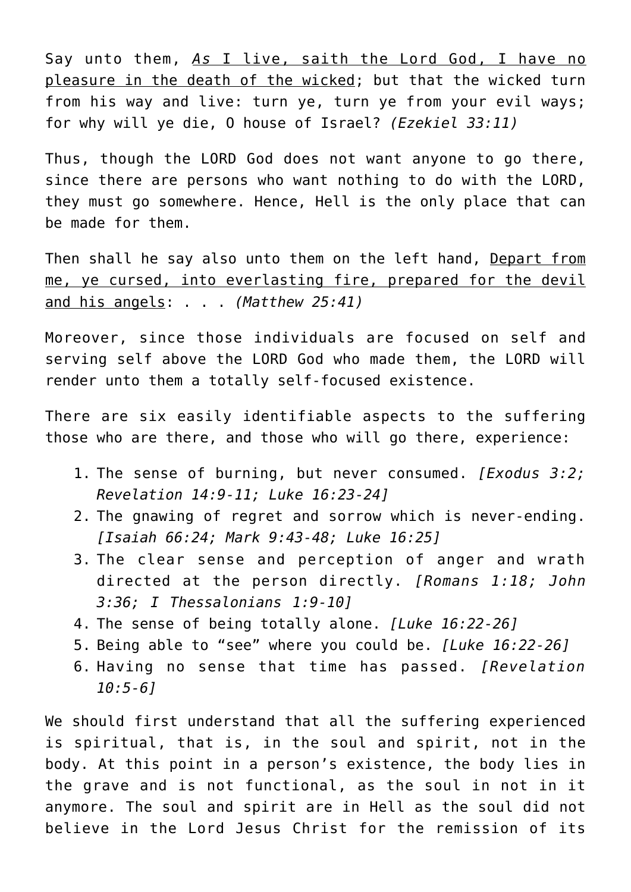Say unto them, <u>*As* I live, saith the Lord God, I have no pleasure in the death of the wicked</u>; but that the wicked turn from his way and live: turn ye, turn ye from your evil ways; for why will ye die, O house of Israel? *(Ezekiel 33:11)*

Thus, though the LORD God does not want anyone to go there, since there are persons who want nothing to do with the LORD, they must go somewhere. Hence, Hell is the only place that can be made for them.

Then shall he say also unto them on the left hand, <u>Depart from me, ye cursed, into everlasting fire, prepared for the devil and his angels</u>: . . . *(Matthew 25:41)*

Moreover, since those individuals are focused on self and serving self above the LORD God who made them, the LORD will render unto them a totally self-focused existence.

There are six easily identifiable aspects to the suffering those who are there, and those who will go there, experience:

1. The sense of burning, but never consumed. *[Exodus 3:2; Revelation 14:9-11; Luke 16:23-24]*
2. The gnawing of regret and sorrow which is never-ending. *[Isaiah 66:24; Mark 9:43-48; Luke 16:25]*
3. The clear sense and perception of anger and wrath directed at the person directly. *[Romans 1:18; John 3:36; I Thessalonians 1:9-10]*
4. The sense of being totally alone. *[Luke 16:22-26]*
5. Being able to "see" where you could be. *[Luke 16:22-26]*
6. Having no sense that time has passed. *[Revelation 10:5-6]*

We should first understand that all the suffering experienced is spiritual, that is, in the soul and spirit, not in the body. At this point in a person's existence, the body lies in the grave and is not functional, as the soul in not in it anymore. The soul and spirit are in Hell as the soul did not believe in the Lord Jesus Christ for the remission of its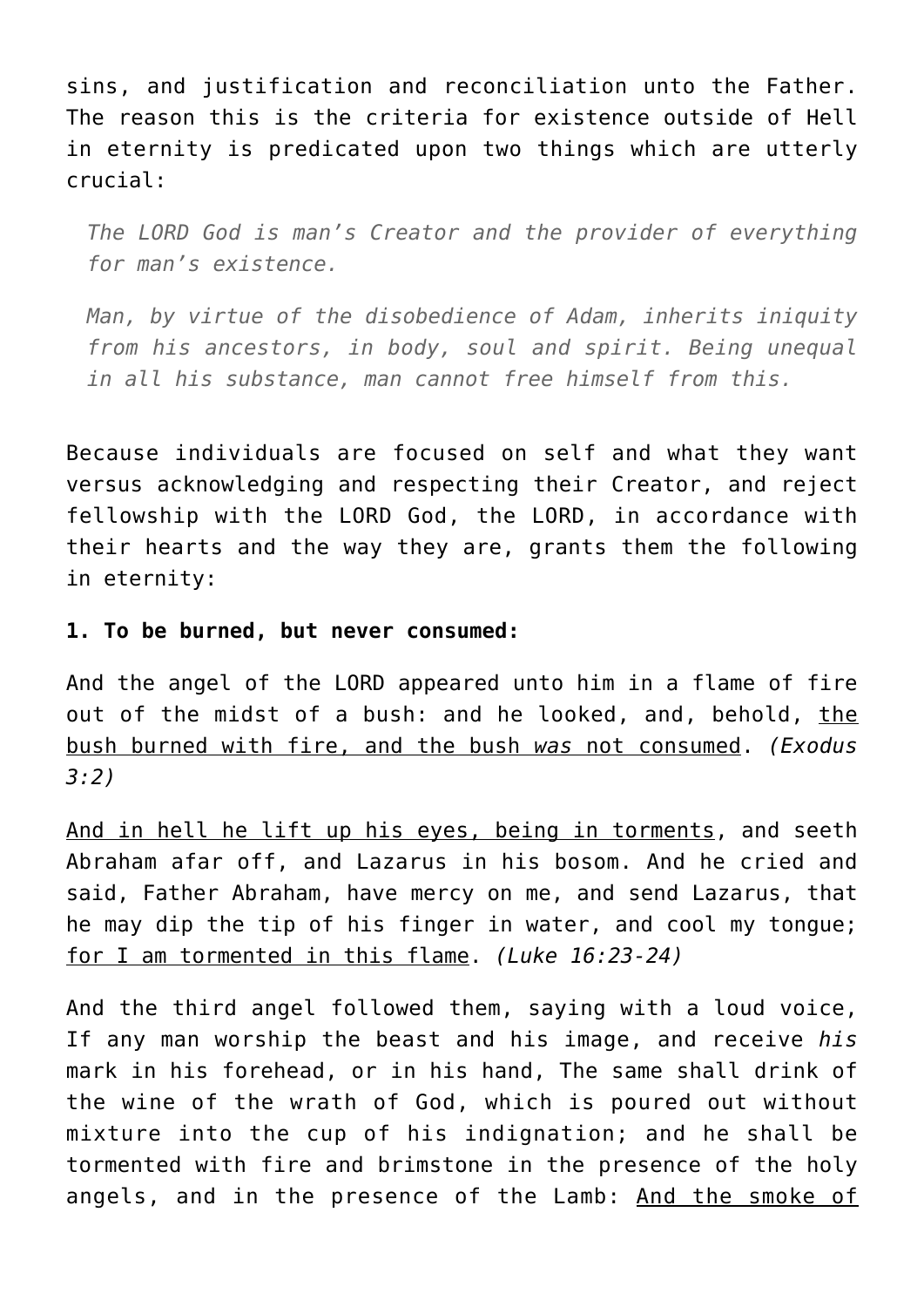sins, and justification and reconciliation unto the Father. The reason this is the criteria for existence outside of Hell in eternity is predicated upon two things which are utterly crucial:

> *The LORD God is man's Creator and the provider of everything for man's existence.*
>
> *Man, by virtue of the disobedience of Adam, inherits iniquity from his ancestors, in body, soul and spirit. Being unequal in all his substance, man cannot free himself from this.*

Because individuals are focused on self and what they want versus acknowledging and respecting their Creator, and reject fellowship with the LORD God, the LORD, in accordance with their hearts and the way they are, grants them the following in eternity:

**1. To be burned, but never consumed:**

And the angel of the LORD appeared unto him in a flame of fire out of the midst of a bush: and he looked, and, behold, <u>the bush burned with fire, and the bush *was* not consumed</u>. *(Exodus 3:2)*

<u>And in hell he lift up his eyes, being in torments</u>, and seeth Abraham afar off, and Lazarus in his bosom. And he cried and said, Father Abraham, have mercy on me, and send Lazarus, that he may dip the tip of his finger in water, and cool my tongue; <u>for I am tormented in this flame</u>. *(Luke 16:23-24)*

And the third angel followed them, saying with a loud voice, If any man worship the beast and his image, and receive *his* mark in his forehead, or in his hand, The same shall drink of the wine of the wrath of God, which is poured out without mixture into the cup of his indignation; and he shall be tormented with fire and brimstone in the presence of the holy angels, and in the presence of the Lamb: <u>And the smoke of</u>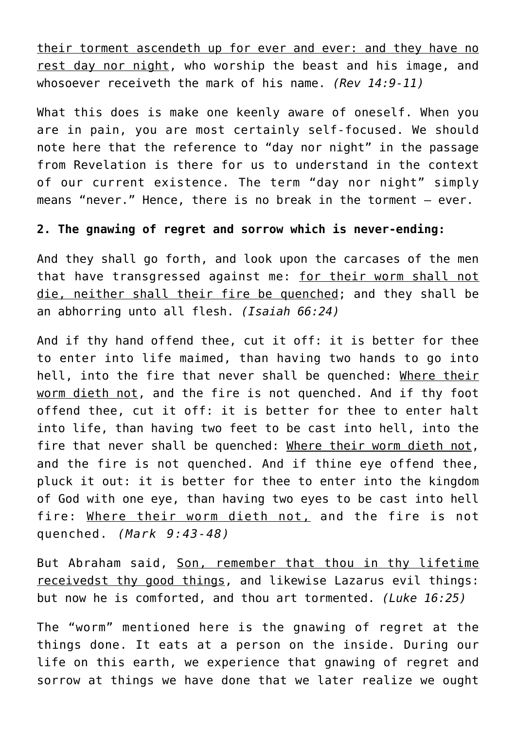their torment ascendeth up for ever and ever: and they have no rest day nor night, who worship the beast and his image, and whosoever receiveth the mark of his name. *(Rev 14:9-11)*

What this does is make one keenly aware of oneself. When you are in pain, you are most certainly self-focused. We should note here that the reference to "day nor night" in the passage from Revelation is there for us to understand in the context of our current existence. The term "day nor night" simply means "never." Hence, there is no break in the torment – ever.

**2. The gnawing of regret and sorrow which is never-ending:**

And they shall go forth, and look upon the carcases of the men that have transgressed against me: for their worm shall not die, neither shall their fire be quenched; and they shall be an abhorring unto all flesh. *(Isaiah 66:24)*

And if thy hand offend thee, cut it off: it is better for thee to enter into life maimed, than having two hands to go into hell, into the fire that never shall be quenched: Where their worm dieth not, and the fire is not quenched. And if thy foot offend thee, cut it off: it is better for thee to enter halt into life, than having two feet to be cast into hell, into the fire that never shall be quenched: Where their worm dieth not, and the fire is not quenched. And if thine eye offend thee, pluck it out: it is better for thee to enter into the kingdom of God with one eye, than having two eyes to be cast into hell fire: Where their worm dieth not, and the fire is not quenched. *(Mark 9:43-48)*

But Abraham said, Son, remember that thou in thy lifetime receivedst thy good things, and likewise Lazarus evil things: but now he is comforted, and thou art tormented. *(Luke 16:25)*

The "worm" mentioned here is the gnawing of regret at the things done. It eats at a person on the inside. During our life on this earth, we experience that gnawing of regret and sorrow at things we have done that we later realize we ought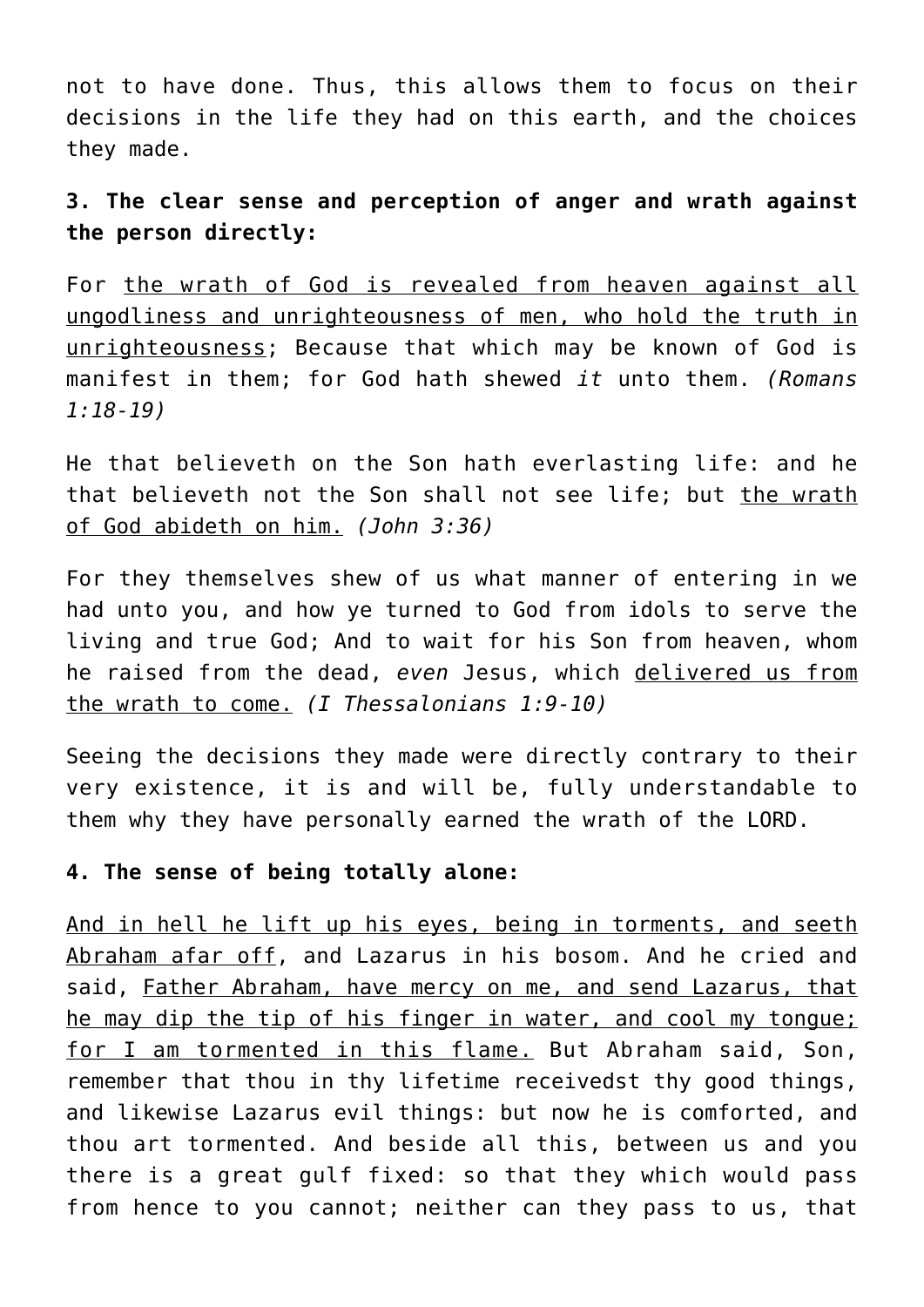not to have done. Thus, this allows them to focus on their decisions in the life they had on this earth, and the choices they made.

**3. The clear sense and perception of anger and wrath against the person directly:**

For <u>the wrath of God is revealed from heaven against all ungodliness and unrighteousness of men, who hold the truth in unrighteousness</u>; Because that which may be known of God is manifest in them; for God hath shewed *it* unto them. *(Romans 1:18-19)*

He that believeth on the Son hath everlasting life: and he that believeth not the Son shall not see life; but <u>the wrath of God abideth on him.</u> *(John 3:36)*

For they themselves shew of us what manner of entering in we had unto you, and how ye turned to God from idols to serve the living and true God; And to wait for his Son from heaven, whom he raised from the dead, *even* Jesus, which <u>delivered us from the wrath to come.</u> *(I Thessalonians 1:9-10)*

Seeing the decisions they made were directly contrary to their very existence, it is and will be, fully understandable to them why they have personally earned the wrath of the LORD.

**4. The sense of being totally alone:**

<u>And in hell he lift up his eyes, being in torments, and seeth Abraham afar off</u>, and Lazarus in his bosom. And he cried and said, <u>Father Abraham, have mercy on me, and send Lazarus, that he may dip the tip of his finger in water, and cool my tongue; for I am tormented in this flame.</u> But Abraham said, Son, remember that thou in thy lifetime receivedst thy good things, and likewise Lazarus evil things: but now he is comforted, and thou art tormented. And beside all this, between us and you there is a great gulf fixed: so that they which would pass from hence to you cannot; neither can they pass to us, that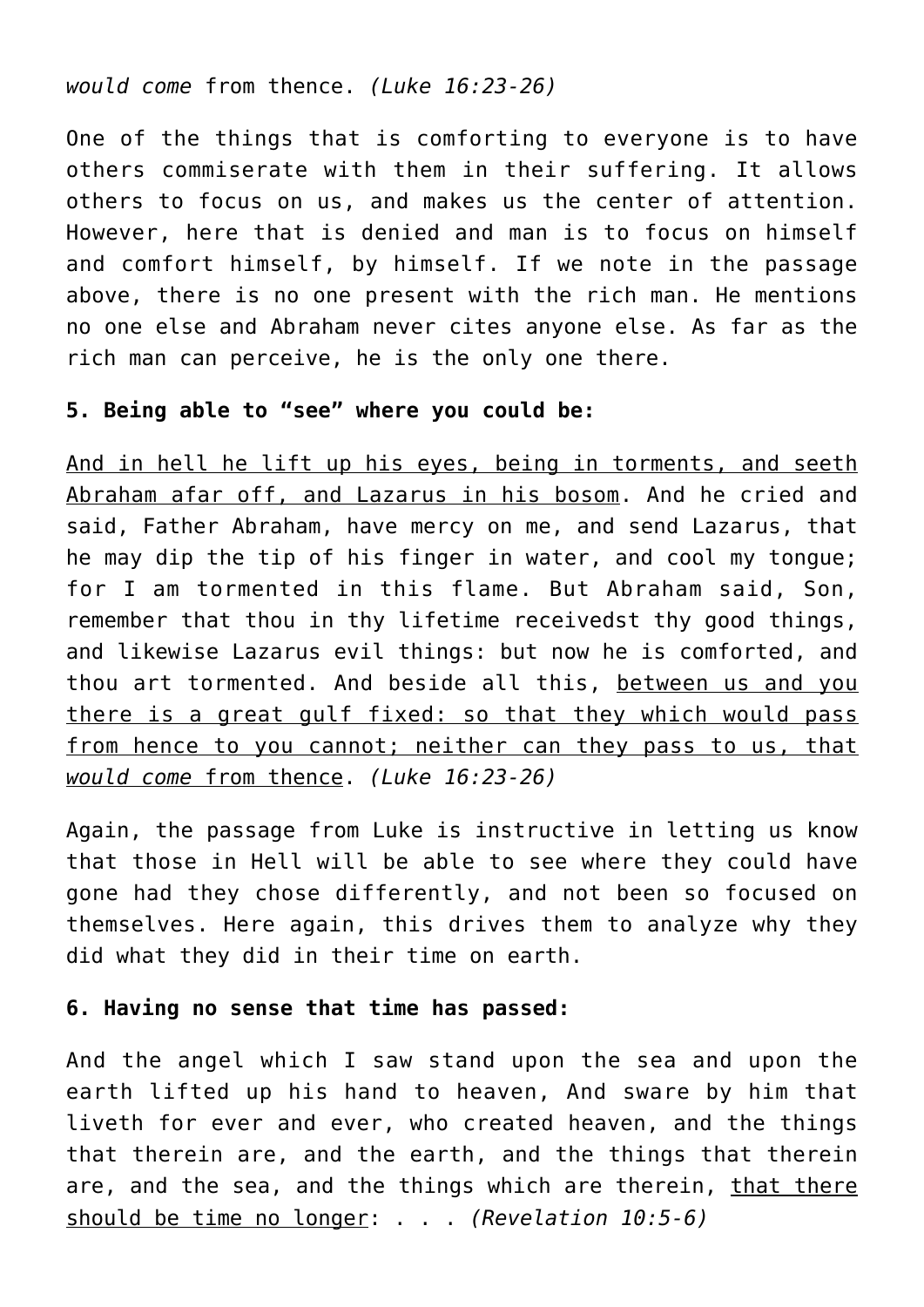*would come* from thence. *(Luke 16:23-26)*

One of the things that is comforting to everyone is to have others commiserate with them in their suffering. It allows others to focus on us, and makes us the center of attention. However, here that is denied and man is to focus on himself and comfort himself, by himself. If we note in the passage above, there is no one present with the rich man. He mentions no one else and Abraham never cites anyone else. As far as the rich man can perceive, he is the only one there.

**5. Being able to "see" where you could be:**

<u>And in hell he lift up his eyes, being in torments, and seeth Abraham afar off, and Lazarus in his bosom</u>. And he cried and said, Father Abraham, have mercy on me, and send Lazarus, that he may dip the tip of his finger in water, and cool my tongue; for I am tormented in this flame. But Abraham said, Son, remember that thou in thy lifetime receivedst thy good things, and likewise Lazarus evil things: but now he is comforted, and thou art tormented. And beside all this, <u>between us and you there is a great gulf fixed: so that they which would pass from hence to you cannot; neither can they pass to us, that *would come* from thence</u>. *(Luke 16:23-26)*

Again, the passage from Luke is instructive in letting us know that those in Hell will be able to see where they could have gone had they chose differently, and not been so focused on themselves. Here again, this drives them to analyze why they did what they did in their time on earth.

**6. Having no sense that time has passed:**

And the angel which I saw stand upon the sea and upon the earth lifted up his hand to heaven, And sware by him that liveth for ever and ever, who created heaven, and the things that therein are, and the earth, and the things that therein are, and the sea, and the things which are therein, <u>that there should be time no longer</u>: . . . *(Revelation 10:5-6)*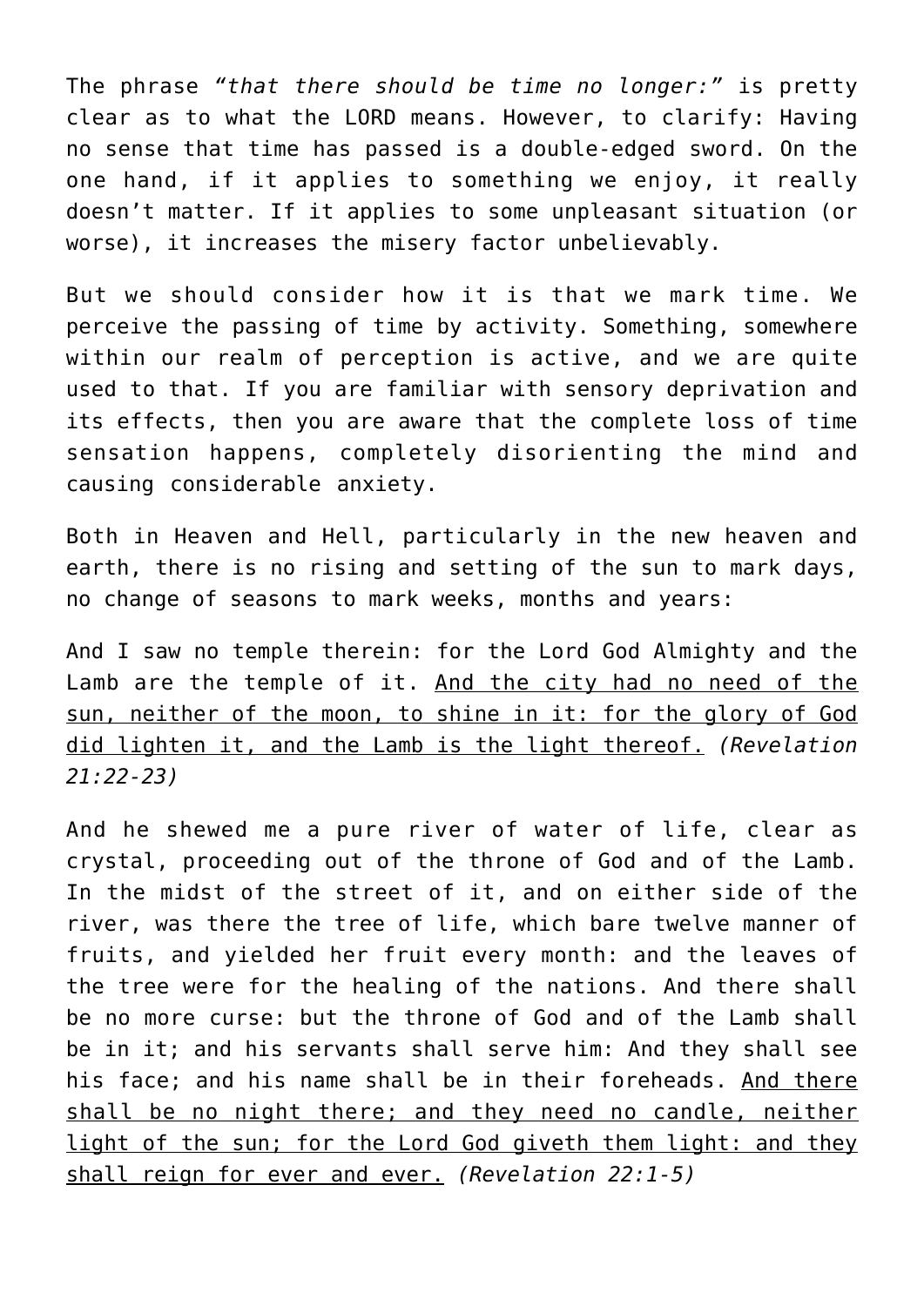The phrase *“that there should be time no longer:”* is pretty clear as to what the LORD means. However, to clarify: Having no sense that time has passed is a double-edged sword. On the one hand, if it applies to something we enjoy, it really doesn’t matter. If it applies to some unpleasant situation (or worse), it increases the misery factor unbelievably.

But we should consider how it is that we mark time. We perceive the passing of time by activity. Something, somewhere within our realm of perception is active, and we are quite used to that. If you are familiar with sensory deprivation and its effects, then you are aware that the complete loss of time sensation happens, completely disorienting the mind and causing considerable anxiety.

Both in Heaven and Hell, particularly in the new heaven and earth, there is no rising and setting of the sun to mark days, no change of seasons to mark weeks, months and years:

And I saw no temple therein: for the Lord God Almighty and the Lamb are the temple of it. <u>And the city had no need of the sun, neither of the moon, to shine in it: for the glory of God did lighten it, and the Lamb is the light thereof.</u> *(Revelation 21:22-23)*

And he shewed me a pure river of water of life, clear as crystal, proceeding out of the throne of God and of the Lamb. In the midst of the street of it, and on either side of the river, was there the tree of life, which bare twelve manner of fruits, and yielded her fruit every month: and the leaves of the tree were for the healing of the nations. And there shall be no more curse: but the throne of God and of the Lamb shall be in it; and his servants shall serve him: And they shall see his face; and his name shall be in their foreheads. <u>And there shall be no night there; and they need no candle, neither light of the sun; for the Lord God giveth them light: and they shall reign for ever and ever.</u> *(Revelation 22:1-5)*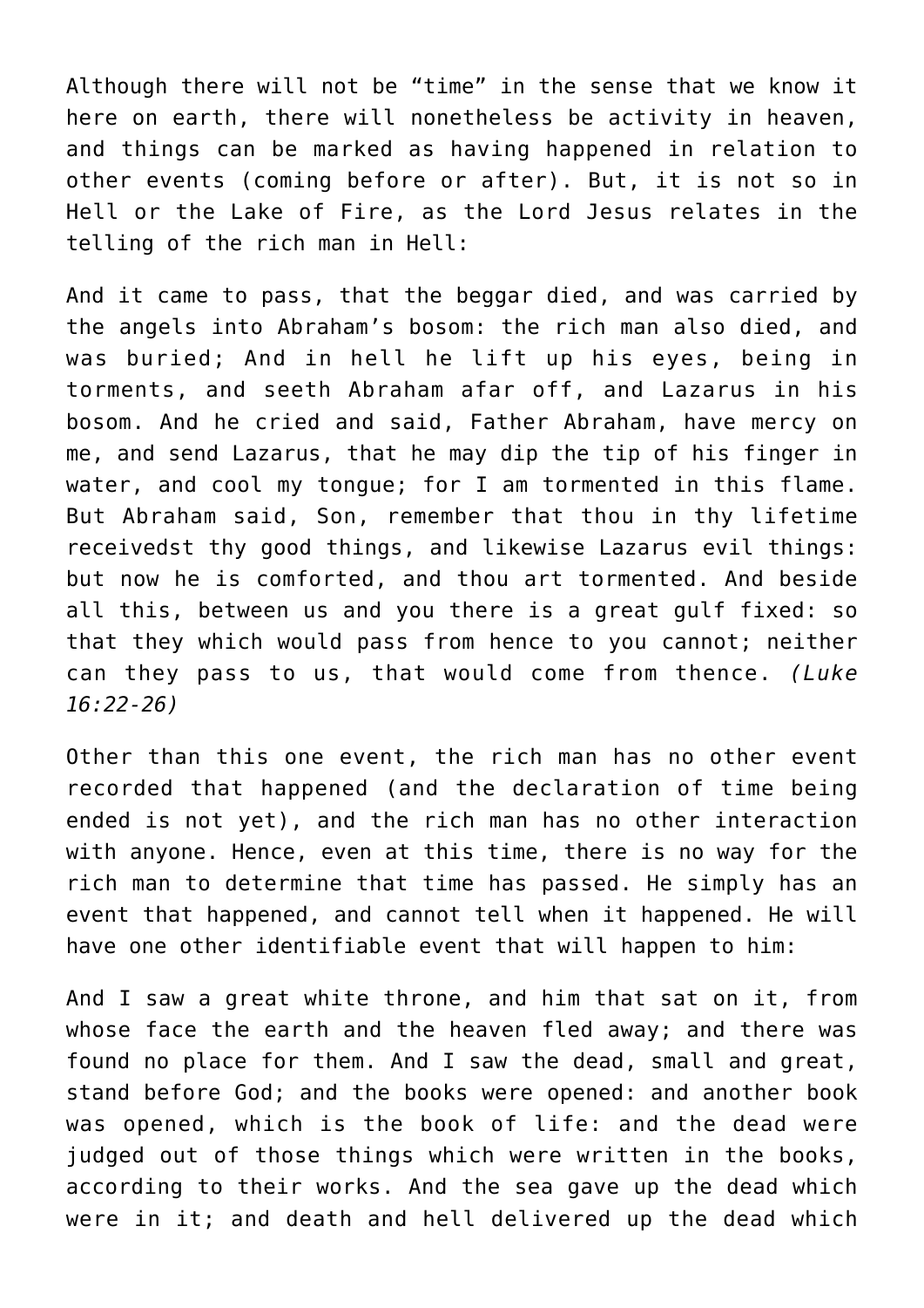Although there will not be "time" in the sense that we know it here on earth, there will nonetheless be activity in heaven, and things can be marked as having happened in relation to other events (coming before or after). But, it is not so in Hell or the Lake of Fire, as the Lord Jesus relates in the telling of the rich man in Hell:

And it came to pass, that the beggar died, and was carried by the angels into Abraham's bosom: the rich man also died, and was buried; And in hell he lift up his eyes, being in torments, and seeth Abraham afar off, and Lazarus in his bosom. And he cried and said, Father Abraham, have mercy on me, and send Lazarus, that he may dip the tip of his finger in water, and cool my tongue; for I am tormented in this flame. But Abraham said, Son, remember that thou in thy lifetime receivedst thy good things, and likewise Lazarus evil things: but now he is comforted, and thou art tormented. And beside all this, between us and you there is a great gulf fixed: so that they which would pass from hence to you cannot; neither can they pass to us, that would come from thence. *(Luke 16:22-26)*

Other than this one event, the rich man has no other event recorded that happened (and the declaration of time being ended is not yet), and the rich man has no other interaction with anyone. Hence, even at this time, there is no way for the rich man to determine that time has passed. He simply has an event that happened, and cannot tell when it happened. He will have one other identifiable event that will happen to him:

And I saw a great white throne, and him that sat on it, from whose face the earth and the heaven fled away; and there was found no place for them. And I saw the dead, small and great, stand before God; and the books were opened: and another book was opened, which is the book of life: and the dead were judged out of those things which were written in the books, according to their works. And the sea gave up the dead which were in it; and death and hell delivered up the dead which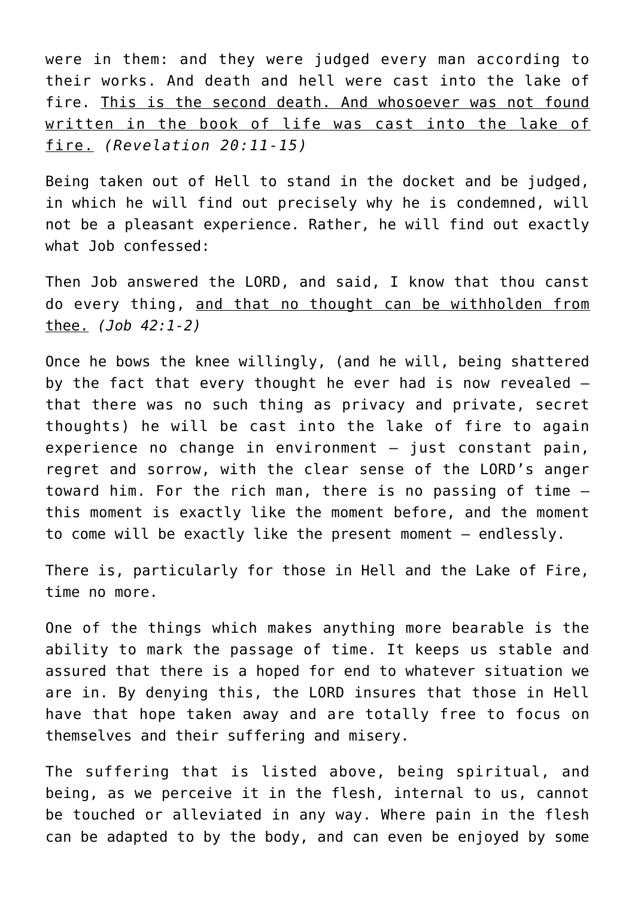were in them: and they were judged every man according to their works. And death and hell were cast into the lake of fire. <u>This is the second death. And whosoever was not found written in the book of life was cast into the lake of fire.</u> *(Revelation 20:11-15)*

Being taken out of Hell to stand in the docket and be judged, in which he will find out precisely why he is condemned, will not be a pleasant experience. Rather, he will find out exactly what Job confessed:

Then Job answered the LORD, and said, I know that thou canst do every thing, <u>and that no thought can be withholden from thee.</u> *(Job 42:1-2)*

Once he bows the knee willingly, (and he will, being shattered by the fact that every thought he ever had is now revealed – that there was no such thing as privacy and private, secret thoughts) he will be cast into the lake of fire to again experience no change in environment – just constant pain, regret and sorrow, with the clear sense of the LORD's anger toward him. For the rich man, there is no passing of time – this moment is exactly like the moment before, and the moment to come will be exactly like the present moment – endlessly.

There is, particularly for those in Hell and the Lake of Fire, time no more.

One of the things which makes anything more bearable is the ability to mark the passage of time. It keeps us stable and assured that there is a hoped for end to whatever situation we are in. By denying this, the LORD insures that those in Hell have that hope taken away and are totally free to focus on themselves and their suffering and misery.

The suffering that is listed above, being spiritual, and being, as we perceive it in the flesh, internal to us, cannot be touched or alleviated in any way. Where pain in the flesh can be adapted to by the body, and can even be enjoyed by some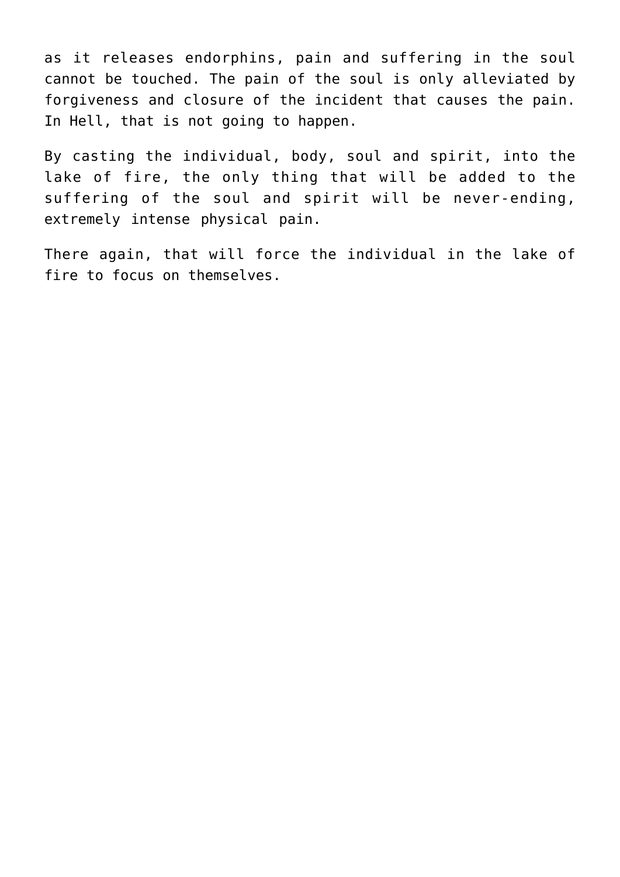as it releases endorphins, pain and suffering in the soul cannot be touched. The pain of the soul is only alleviated by forgiveness and closure of the incident that causes the pain. In Hell, that is not going to happen.

By casting the individual, body, soul and spirit, into the lake of fire, the only thing that will be added to the suffering of the soul and spirit will be never-ending, extremely intense physical pain.

There again, that will force the individual in the lake of fire to focus on themselves.